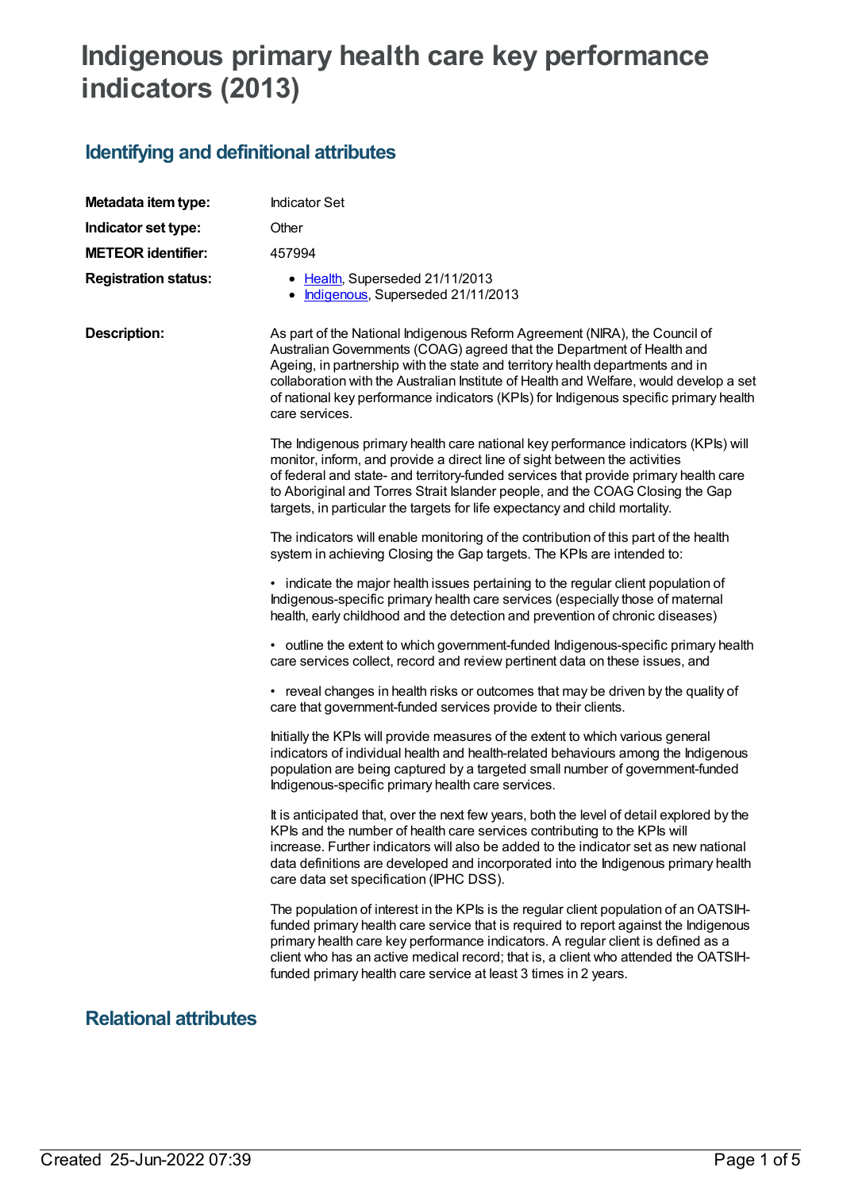# Indigenous primary health care key performance indicators (2013)

## Identifying and definitional attributes

| | |
|---|---|
| **Metadata item type:** | Indicator Set |
| **Indicator set type:** | Other |
| **METEOR identifier:** | 457994 |
| **Registration status:** | • Health, Superseded 21/11/2013<br>• Indigenous, Superseded 21/11/2013 |

**Description:**

As part of the National Indigenous Reform Agreement (NIRA), the Council of Australian Governments (COAG) agreed that the Department of Health and Ageing, in partnership with the state and territory health departments and in collaboration with the Australian Institute of Health and Welfare, would develop a set of national key performance indicators (KPIs) for Indigenous specific primary health care services.

The Indigenous primary health care national key performance indicators (KPIs) will monitor, inform, and provide a direct line of sight between the activities of federal and state- and territory-funded services that provide primary health care to Aboriginal and Torres Strait Islander people, and the COAG Closing the Gap targets, in particular the targets for life expectancy and child mortality.

The indicators will enable monitoring of the contribution of this part of the health system in achieving Closing the Gap targets. The KPIs are intended to:

• indicate the major health issues pertaining to the regular client population of Indigenous-specific primary health care services (especially those of maternal health, early childhood and the detection and prevention of chronic diseases)

• outline the extent to which government-funded Indigenous-specific primary health care services collect, record and review pertinent data on these issues, and

• reveal changes in health risks or outcomes that may be driven by the quality of care that government-funded services provide to their clients.

Initially the KPIs will provide measures of the extent to which various general indicators of individual health and health-related behaviours among the Indigenous population are being captured by a targeted small number of government-funded Indigenous-specific primary health care services.

It is anticipated that, over the next few years, both the level of detail explored by the KPIs and the number of health care services contributing to the KPIs will increase. Further indicators will also be added to the indicator set as new national data definitions are developed and incorporated into the Indigenous primary health care data set specification (IPHC DSS).

The population of interest in the KPIs is the regular client population of an OATSIH-funded primary health care service that is required to report against the Indigenous primary health care key performance indicators. A regular client is defined as a client who has an active medical record; that is, a client who attended the OATSIH-funded primary health care service at least 3 times in 2 years.

## Relational attributes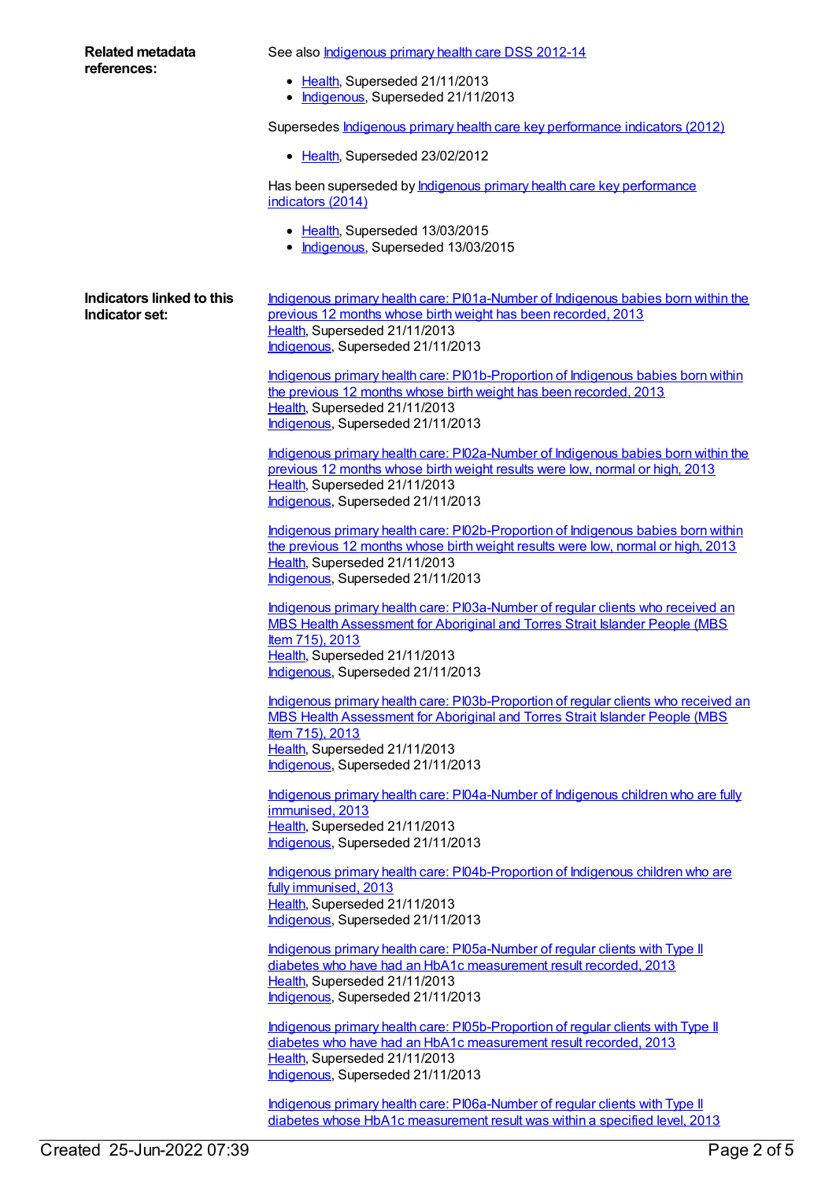**Related metadata references:**

See also Indigenous primary health care DSS 2012-14

- Health, Superseded 21/11/2013
- Indigenous, Superseded 21/11/2013

Supersedes Indigenous primary health care key performance indicators (2012)

- Health, Superseded 23/02/2012

Has been superseded by Indigenous primary health care key performance indicators (2014)

- Health, Superseded 13/03/2015
- Indigenous, Superseded 13/03/2015

**Indicators linked to this Indicator set:**

Indigenous primary health care: PI01a-Number of Indigenous babies born within the previous 12 months whose birth weight has been recorded, 2013
Health, Superseded 21/11/2013
Indigenous, Superseded 21/11/2013

Indigenous primary health care: PI01b-Proportion of Indigenous babies born within the previous 12 months whose birth weight has been recorded, 2013
Health, Superseded 21/11/2013
Indigenous, Superseded 21/11/2013

Indigenous primary health care: PI02a-Number of Indigenous babies born within the previous 12 months whose birth weight results were low, normal or high, 2013
Health, Superseded 21/11/2013
Indigenous, Superseded 21/11/2013

Indigenous primary health care: PI02b-Proportion of Indigenous babies born within the previous 12 months whose birth weight results were low, normal or high, 2013
Health, Superseded 21/11/2013
Indigenous, Superseded 21/11/2013

Indigenous primary health care: PI03a-Number of regular clients who received an MBS Health Assessment for Aboriginal and Torres Strait Islander People (MBS Item 715), 2013
Health, Superseded 21/11/2013
Indigenous, Superseded 21/11/2013

Indigenous primary health care: PI03b-Proportion of regular clients who received an MBS Health Assessment for Aboriginal and Torres Strait Islander People (MBS Item 715), 2013
Health, Superseded 21/11/2013
Indigenous, Superseded 21/11/2013

Indigenous primary health care: PI04a-Number of Indigenous children who are fully immunised, 2013
Health, Superseded 21/11/2013
Indigenous, Superseded 21/11/2013

Indigenous primary health care: PI04b-Proportion of Indigenous children who are fully immunised, 2013
Health, Superseded 21/11/2013
Indigenous, Superseded 21/11/2013

Indigenous primary health care: PI05a-Number of regular clients with Type II diabetes who have had an HbA1c measurement result recorded, 2013
Health, Superseded 21/11/2013
Indigenous, Superseded 21/11/2013

Indigenous primary health care: PI05b-Proportion of regular clients with Type II diabetes who have had an HbA1c measurement result recorded, 2013
Health, Superseded 21/11/2013
Indigenous, Superseded 21/11/2013

Indigenous primary health care: PI06a-Number of regular clients with Type II diabetes whose HbA1c measurement result was within a specified level, 2013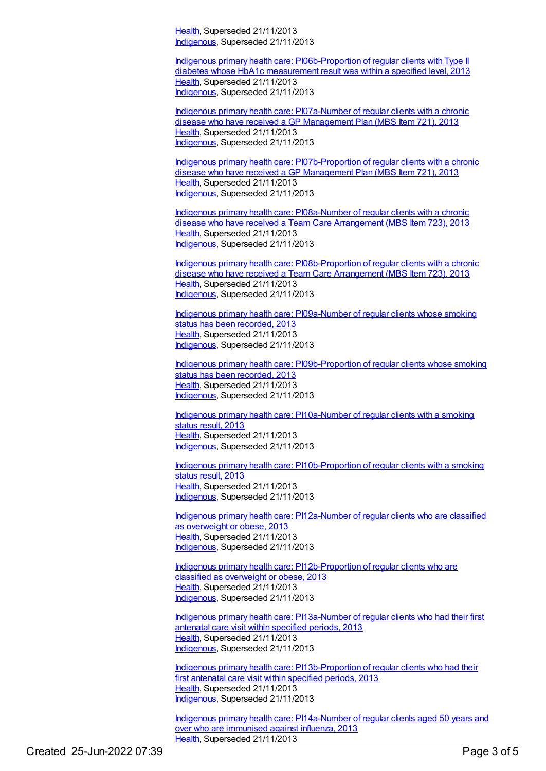[Health](), Superseded 21/11/2013
[Indigenous](), Superseded 21/11/2013

[Indigenous primary health care: PI06b-Proportion of regular clients with Type II diabetes whose HbA1c measurement result was within a specified level, 2013]()
[Health](), Superseded 21/11/2013
[Indigenous](), Superseded 21/11/2013

[Indigenous primary health care: PI07a-Number of regular clients with a chronic disease who have received a GP Management Plan (MBS Item 721), 2013]()
[Health](), Superseded 21/11/2013
[Indigenous](), Superseded 21/11/2013

[Indigenous primary health care: PI07b-Proportion of regular clients with a chronic disease who have received a GP Management Plan (MBS Item 721), 2013]()
[Health](), Superseded 21/11/2013
[Indigenous](), Superseded 21/11/2013

[Indigenous primary health care: PI08a-Number of regular clients with a chronic disease who have received a Team Care Arrangement (MBS Item 723), 2013]()
[Health](), Superseded 21/11/2013
[Indigenous](), Superseded 21/11/2013

[Indigenous primary health care: PI08b-Proportion of regular clients with a chronic disease who have received a Team Care Arrangement (MBS Item 723), 2013]()
[Health](), Superseded 21/11/2013
[Indigenous](), Superseded 21/11/2013

[Indigenous primary health care: PI09a-Number of regular clients whose smoking status has been recorded, 2013]()
[Health](), Superseded 21/11/2013
[Indigenous](), Superseded 21/11/2013

[Indigenous primary health care: PI09b-Proportion of regular clients whose smoking status has been recorded, 2013]()
[Health](), Superseded 21/11/2013
[Indigenous](), Superseded 21/11/2013

[Indigenous primary health care: PI10a-Number of regular clients with a smoking status result, 2013]()
[Health](), Superseded 21/11/2013
[Indigenous](), Superseded 21/11/2013

[Indigenous primary health care: PI10b-Proportion of regular clients with a smoking status result, 2013]()
[Health](), Superseded 21/11/2013
[Indigenous](), Superseded 21/11/2013

[Indigenous primary health care: PI12a-Number of regular clients who are classified as overweight or obese, 2013]()
[Health](), Superseded 21/11/2013
[Indigenous](), Superseded 21/11/2013

[Indigenous primary health care: PI12b-Proportion of regular clients who are classified as overweight or obese, 2013]()
[Health](), Superseded 21/11/2013
[Indigenous](), Superseded 21/11/2013

[Indigenous primary health care: PI13a-Number of regular clients who had their first antenatal care visit within specified periods, 2013]()
[Health](), Superseded 21/11/2013
[Indigenous](), Superseded 21/11/2013

[Indigenous primary health care: PI13b-Proportion of regular clients who had their first antenatal care visit within specified periods, 2013]()
[Health](), Superseded 21/11/2013
[Indigenous](), Superseded 21/11/2013

[Indigenous primary health care: PI14a-Number of regular clients aged 50 years and over who are immunised against influenza, 2013]()
[Health](), Superseded 21/11/2013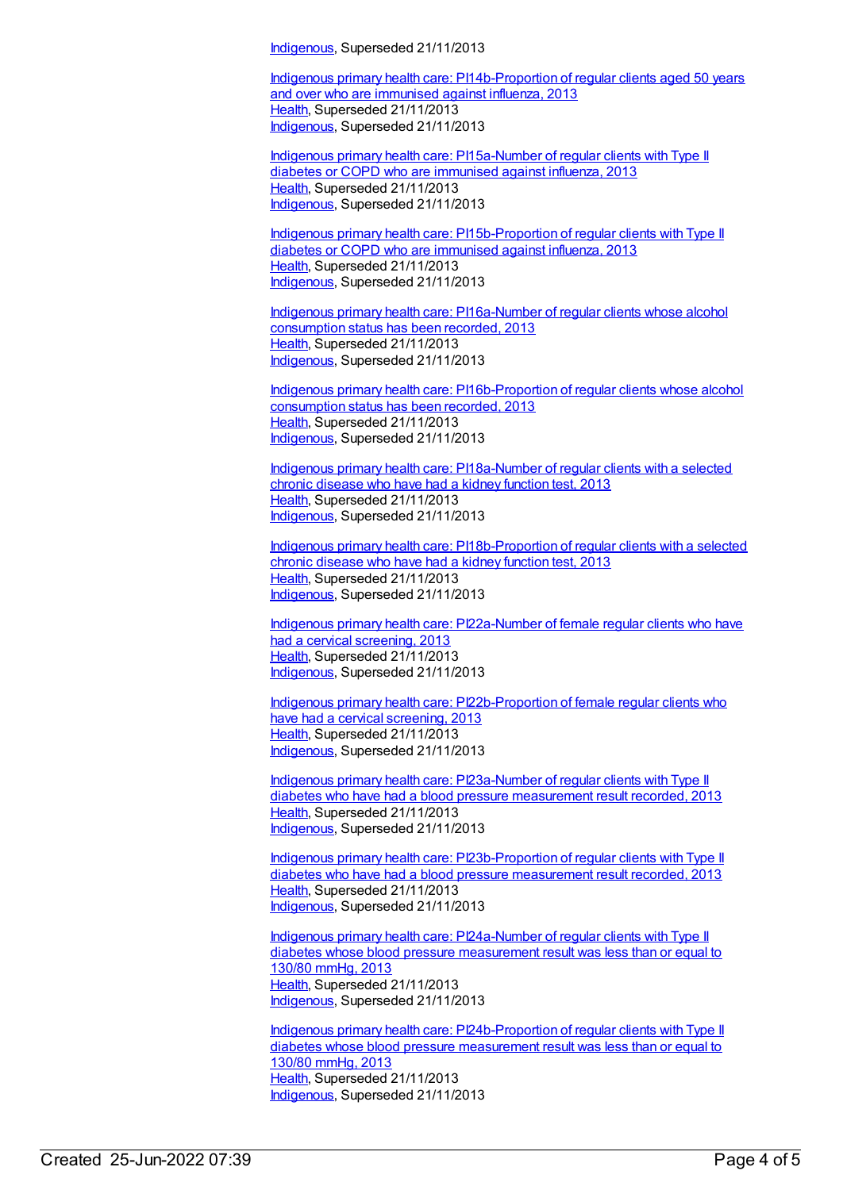Indigenous, Superseded 21/11/2013

Indigenous primary health care: PI14b-Proportion of regular clients aged 50 years and over who are immunised against influenza, 2013
Health, Superseded 21/11/2013
Indigenous, Superseded 21/11/2013

Indigenous primary health care: PI15a-Number of regular clients with Type II diabetes or COPD who are immunised against influenza, 2013
Health, Superseded 21/11/2013
Indigenous, Superseded 21/11/2013

Indigenous primary health care: PI15b-Proportion of regular clients with Type II diabetes or COPD who are immunised against influenza, 2013
Health, Superseded 21/11/2013
Indigenous, Superseded 21/11/2013

Indigenous primary health care: PI16a-Number of regular clients whose alcohol consumption status has been recorded, 2013
Health, Superseded 21/11/2013
Indigenous, Superseded 21/11/2013

Indigenous primary health care: PI16b-Proportion of regular clients whose alcohol consumption status has been recorded, 2013
Health, Superseded 21/11/2013
Indigenous, Superseded 21/11/2013

Indigenous primary health care: PI18a-Number of regular clients with a selected chronic disease who have had a kidney function test, 2013
Health, Superseded 21/11/2013
Indigenous, Superseded 21/11/2013

Indigenous primary health care: PI18b-Proportion of regular clients with a selected chronic disease who have had a kidney function test, 2013
Health, Superseded 21/11/2013
Indigenous, Superseded 21/11/2013

Indigenous primary health care: PI22a-Number of female regular clients who have had a cervical screening, 2013
Health, Superseded 21/11/2013
Indigenous, Superseded 21/11/2013

Indigenous primary health care: PI22b-Proportion of female regular clients who have had a cervical screening, 2013
Health, Superseded 21/11/2013
Indigenous, Superseded 21/11/2013

Indigenous primary health care: PI23a-Number of regular clients with Type II diabetes who have had a blood pressure measurement result recorded, 2013
Health, Superseded 21/11/2013
Indigenous, Superseded 21/11/2013

Indigenous primary health care: PI23b-Proportion of regular clients with Type II diabetes who have had a blood pressure measurement result recorded, 2013
Health, Superseded 21/11/2013
Indigenous, Superseded 21/11/2013

Indigenous primary health care: PI24a-Number of regular clients with Type II diabetes whose blood pressure measurement result was less than or equal to 130/80 mmHg, 2013
Health, Superseded 21/11/2013
Indigenous, Superseded 21/11/2013

Indigenous primary health care: PI24b-Proportion of regular clients with Type II diabetes whose blood pressure measurement result was less than or equal to 130/80 mmHg, 2013
Health, Superseded 21/11/2013
Indigenous, Superseded 21/11/2013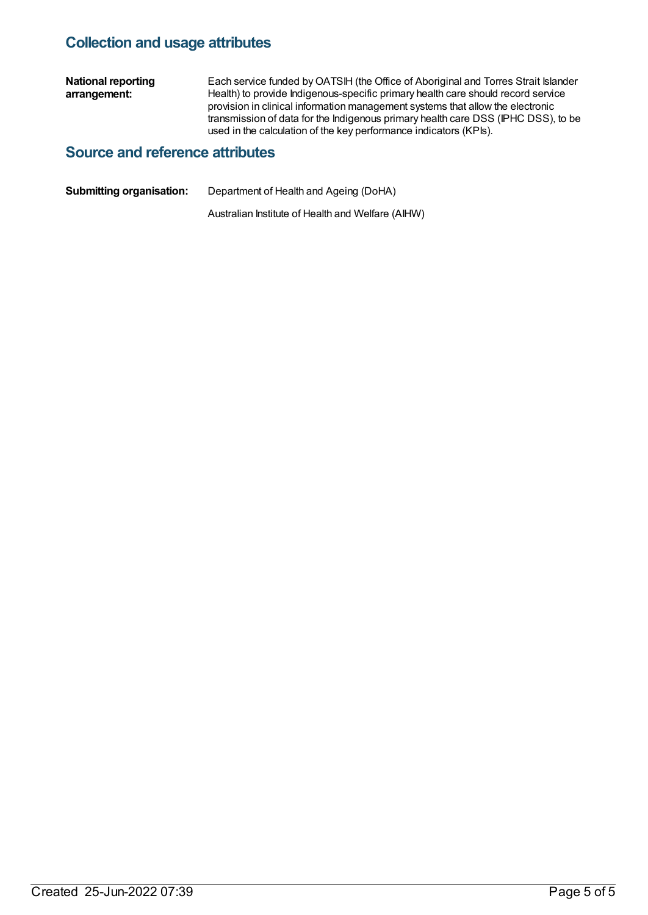## Collection and usage attributes

**National reporting arrangement:** Each service funded by OATSIH (the Office of Aboriginal and Torres Strait Islander Health) to provide Indigenous-specific primary health care should record service provision in clinical information management systems that allow the electronic transmission of data for the Indigenous primary health care DSS (IPHC DSS), to be used in the calculation of the key performance indicators (KPIs).

## Source and reference attributes

**Submitting organisation:** Department of Health and Ageing (DoHA)

Australian Institute of Health and Welfare (AIHW)